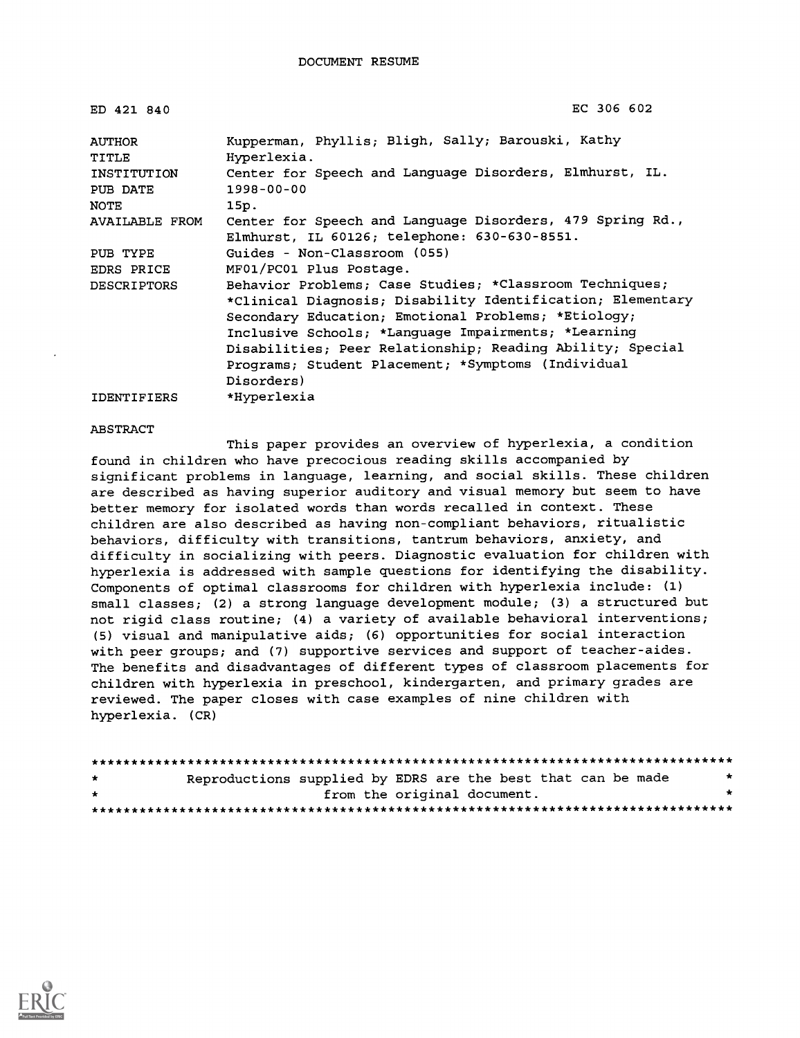DOCUMENT RESUME

| | |
|---|---|
| ED 421 840 | EC 306 602 |
| AUTHOR | Kupperman, Phyllis; Bligh, Sally; Barouski, Kathy |
| TITLE | Hyperlexia. |
| INSTITUTION | Center for Speech and Language Disorders, Elmhurst, IL. |
| PUB DATE | 1998-00-00 |
| NOTE | 15p. |
| AVAILABLE FROM | Center for Speech and Language Disorders, 479 Spring Rd., Elmhurst, IL 60126; telephone: 630-630-8551. |
| PUB TYPE | Guides - Non-Classroom (055) |
| EDRS PRICE | MF01/PC01 Plus Postage. |
| DESCRIPTORS | Behavior Problems; Case Studies; *Classroom Techniques; *Clinical Diagnosis; Disability Identification; Elementary Secondary Education; Emotional Problems; *Etiology; Inclusive Schools; *Language Impairments; *Learning Disabilities; Peer Relationship; Reading Ability; Special Programs; Student Placement; *Symptoms (Individual Disorders) |
| IDENTIFIERS | *Hyperlexia |

ABSTRACT

This paper provides an overview of hyperlexia, a condition found in children who have precocious reading skills accompanied by significant problems in language, learning, and social skills. These children are described as having superior auditory and visual memory but seem to have better memory for isolated words than words recalled in context. These children are also described as having non-compliant behaviors, ritualistic behaviors, difficulty with transitions, tantrum behaviors, anxiety, and difficulty in socializing with peers. Diagnostic evaluation for children with hyperlexia is addressed with sample questions for identifying the disability. Components of optimal classrooms for children with hyperlexia include: (1) small classes; (2) a strong language development module; (3) a structured but not rigid class routine; (4) a variety of available behavioral interventions; (5) visual and manipulative aids; (6) opportunities for social interaction with peer groups; and (7) supportive services and support of teacher-aides. The benefits and disadvantages of different types of classroom placements for children with hyperlexia in preschool, kindergarten, and primary grades are reviewed. The paper closes with case examples of nine children with hyperlexia. (CR)

********************************************************************************
* Reproductions supplied by EDRS are the best that can be made *
* from the original document. *
********************************************************************************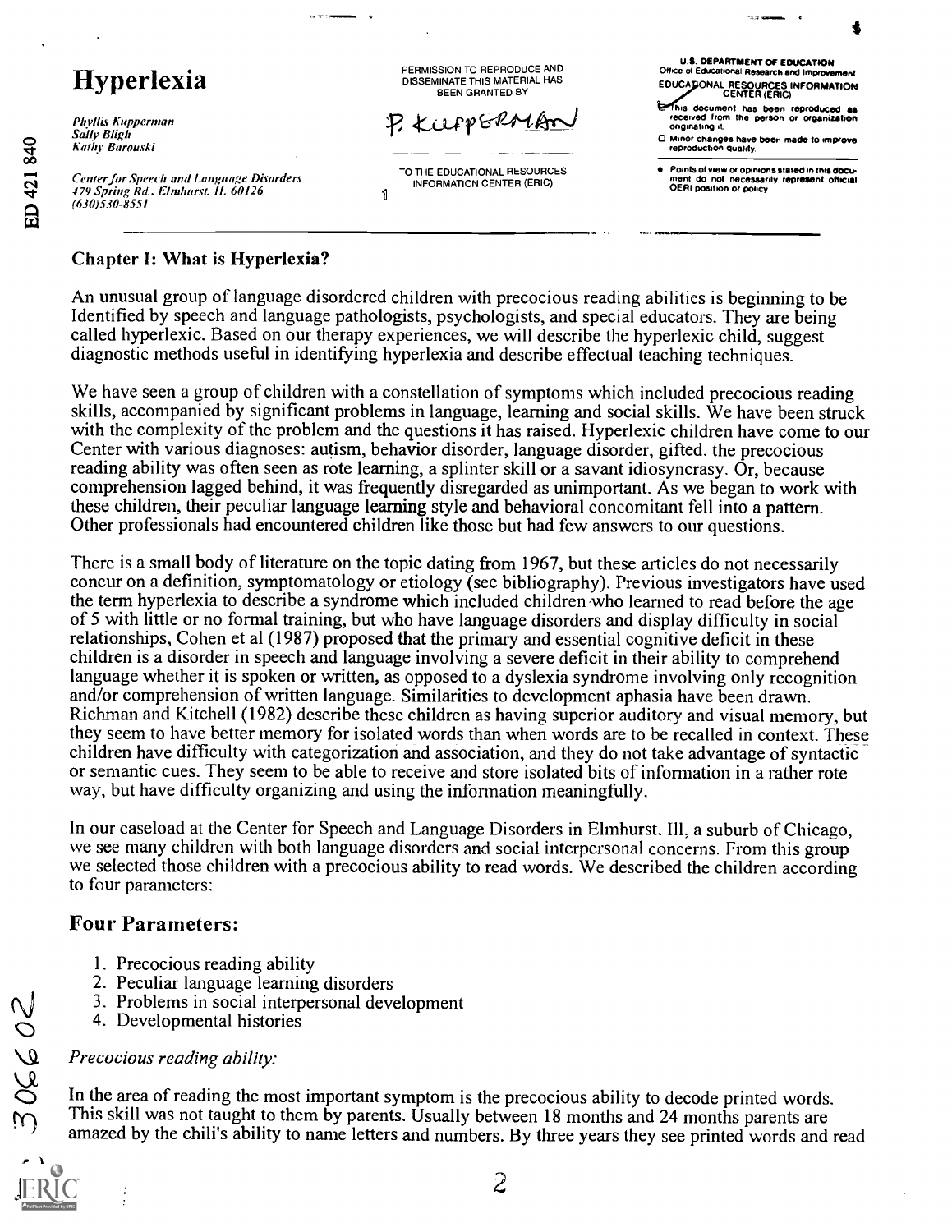# Hyperlexia

*Phyllis Kupperman*
*Sally Bligh*
*Kathy Barouski*

*Center for Speech and Language Disorders*
*479 Spring Rd., Elmhurst, Il. 60126*
*(630)530-8551*

### Chapter I: What is Hyperlexia?

An unusual group of language disordered children with precocious reading abilities is beginning to be Identified by speech and language pathologists, psychologists, and special educators. They are being called hyperlexic. Based on our therapy experiences, we will describe the hyperlexic child, suggest diagnostic methods useful in identifying hyperlexia and describe effectual teaching techniques.

We have seen a group of children with a constellation of symptoms which included precocious reading skills, accompanied by significant problems in language, learning and social skills. We have been struck with the complexity of the problem and the questions it has raised. Hyperlexic children have come to our Center with various diagnoses: autism, behavior disorder, language disorder, gifted. the precocious reading ability was often seen as rote learning, a splinter skill or a savant idiosyncrasy. Or, because comprehension lagged behind, it was frequently disregarded as unimportant. As we began to work with these children, their peculiar language learning style and behavioral concomitant fell into a pattern. Other professionals had encountered children like those but had few answers to our questions.

There is a small body of literature on the topic dating from 1967, but these articles do not necessarily concur on a definition, symptomatology or etiology (see bibliography). Previous investigators have used the term hyperlexia to describe a syndrome which included children who learned to read before the age of 5 with little or no formal training, but who have language disorders and display difficulty in social relationships, Cohen et al (1987) proposed that the primary and essential cognitive deficit in these children is a disorder in speech and language involving a severe deficit in their ability to comprehend language whether it is spoken or written, as opposed to a dyslexia syndrome involving only recognition and/or comprehension of written language. Similarities to development aphasia have been drawn. Richman and Kitchell (1982) describe these children as having superior auditory and visual memory, but they seem to have better memory for isolated words than when words are to be recalled in context. These children have difficulty with categorization and association, and they do not take advantage of syntactic or semantic cues. They seem to be able to receive and store isolated bits of information in a rather rote way, but have difficulty organizing and using the information meaningfully.

In our caseload at the Center for Speech and Language Disorders in Elmhurst. Ill, a suburb of Chicago, we see many children with both language disorders and social interpersonal concerns. From this group we selected those children with a precocious ability to read words. We described the children according to four parameters:

## Four Parameters:

1. Precocious reading ability
2. Peculiar language learning disorders
3. Problems in social interpersonal development
4. Developmental histories

*Precocious reading ability:*

In the area of reading the most important symptom is the precocious ability to decode printed words. This skill was not taught to them by parents. Usually between 18 months and 24 months parents are amazed by the chili's ability to name letters and numbers. By three years they see printed words and read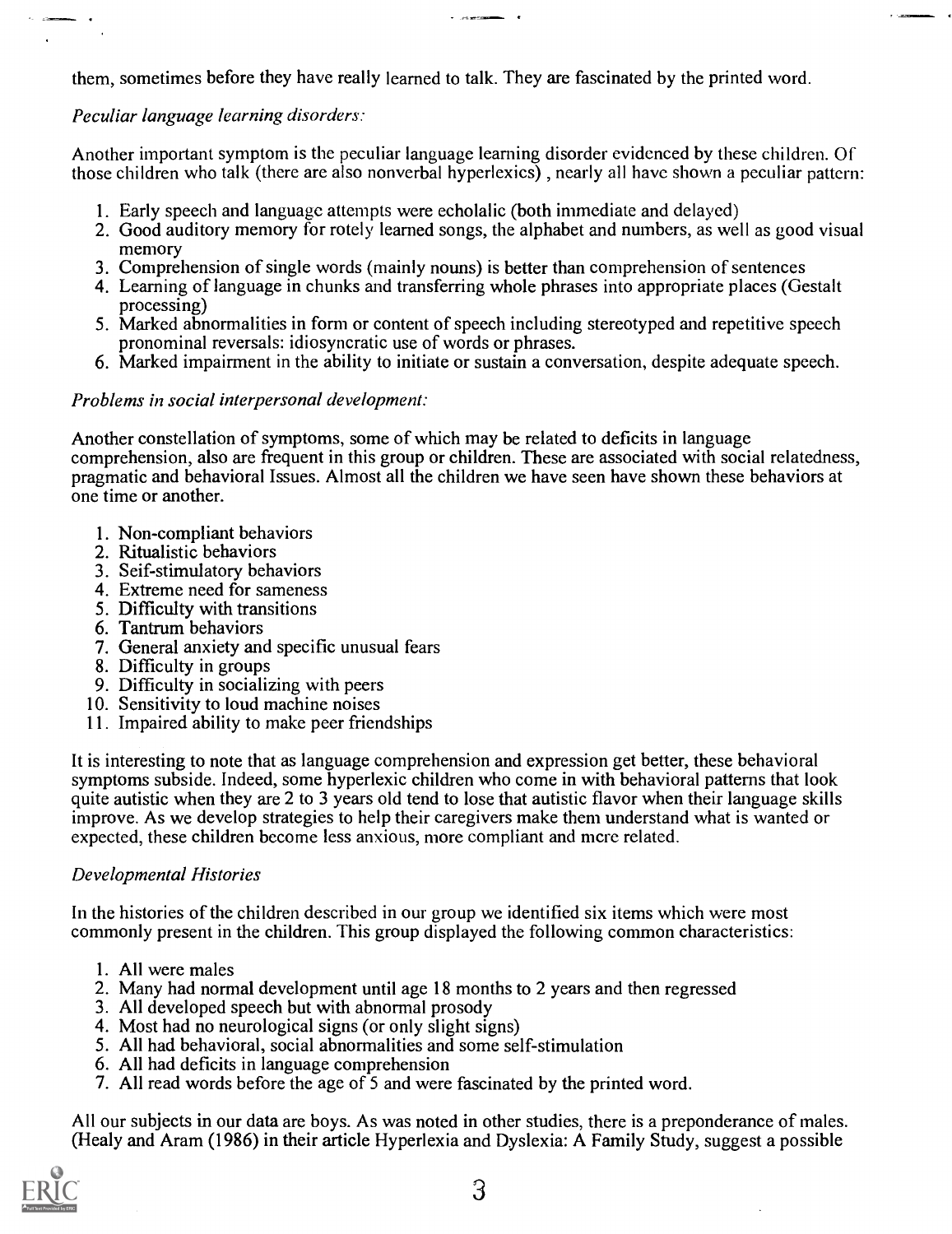them, sometimes before they have really learned to talk. They are fascinated by the printed word.

*Peculiar language learning disorders:*

Another important symptom is the peculiar language learning disorder evidenced by these children. Of those children who talk (there are also nonverbal hyperlexics) , nearly all have shown a peculiar pattern:

1. Early speech and language attempts were echolalic (both immediate and delayed)
2. Good auditory memory for rotely learned songs, the alphabet and numbers, as well as good visual memory
3. Comprehension of single words (mainly nouns) is better than comprehension of sentences
4. Learning of language in chunks and transferring whole phrases into appropriate places (Gestalt processing)
5. Marked abnormalities in form or content of speech including stereotyped and repetitive speech pronominal reversals: idiosyncratic use of words or phrases.
6. Marked impairment in the ability to initiate or sustain a conversation, despite adequate speech.

*Problems in social interpersonal development:*

Another constellation of symptoms, some of which may be related to deficits in language comprehension, also are frequent in this group or children. These are associated with social relatedness, pragmatic and behavioral Issues. Almost all the children we have seen have shown these behaviors at one time or another.

1. Non-compliant behaviors
2. Ritualistic behaviors
3. Seif-stimulatory behaviors
4. Extreme need for sameness
5. Difficulty with transitions
6. Tantrum behaviors
7. General anxiety and specific unusual fears
8. Difficulty in groups
9. Difficulty in socializing with peers
10. Sensitivity to loud machine noises
11. Impaired ability to make peer friendships

It is interesting to note that as language comprehension and expression get better, these behavioral symptoms subside. Indeed, some hyperlexic children who come in with behavioral patterns that look quite autistic when they are 2 to 3 years old tend to lose that autistic flavor when their language skills improve. As we develop strategies to help their caregivers make them understand what is wanted or expected, these children become less anxious, more compliant and mcre related.

*Developmental Histories*

In the histories of the children described in our group we identified six items which were most commonly present in the children. This group displayed the following common characteristics:

1. All were males
2. Many had normal development until age 18 months to 2 years and then regressed
3. All developed speech but with abnormal prosody
4. Most had no neurological signs (or only slight signs)
5. All had behavioral, social abnormalities and some self-stimulation
6. All had deficits in language comprehension
7. All read words before the age of 5 and were fascinated by the printed word.

All our subjects in our data are boys. As was noted in other studies, there is a preponderance of males. (Healy and Aram (1986) in their article Hyperlexia and Dyslexia: A Family Study, suggest a possible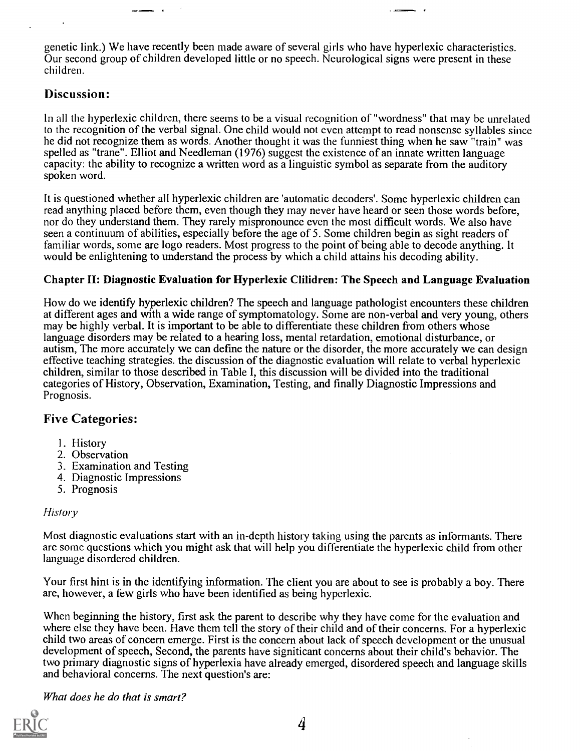genetic link.) We have recently been made aware of several girls who have hyperlexic characteristics. Our second group of children developed little or no speech. Neurological signs were present in these children.

## Discussion:

In all the hyperlexic children, there seems to be a visual recognition of "wordness" that may be unrelated to the recognition of the verbal signal. One child would not even attempt to read nonsense syllables since he did not recognize them as words. Another thought it was the funniest thing when he saw "train" was spelled as "trane". Elliot and Needleman (1976) suggest the existence of an innate written language capacity: the ability to recognize a written word as a linguistic symbol as separate from the auditory spoken word.

It is questioned whether all hyperlexic children are 'automatic decoders'. Some hyperlexic children can read anything placed before them, even though they may never have heard or seen those words before, nor do they understand them. They rarely mispronounce even the most difficult words. We also have seen a continuum of abilities, especially before the age of 5. Some children begin as sight readers of familiar words, some are logo readers. Most progress to the point of being able to decode anything. It would be enlightening to understand the process by which a child attains his decoding ability.

### Chapter II: Diagnostic Evaluation for Hyperlexic Clilidren: The Speech and Language Evaluation

How do we identify hyperlexic children? The speech and language pathologist encounters these children at different ages and with a wide range of symptomatology. Some are non-verbal and very young, others may be highly verbal. It is important to be able to differentiate these children from others whose language disorders may be related to a hearing loss, mental retardation, emotional disturbance, or autism, The more accurately we can define the nature or the disorder, the more accurately we can design effective teaching strategies. the discussion of the diagnostic evaluation will relate to verbal hyperlexic children, similar to those described in Table I, this discussion will be divided into the traditional categories of History, Observation, Examination, Testing, and finally Diagnostic Impressions and Prognosis.

## Five Categories:

1. History
2. Observation
3. Examination and Testing
4. Diagnostic Impressions
5. Prognosis

*History*

Most diagnostic evaluations start with an in-depth history taking using the parents as informants. There are some questions which you might ask that will help you differentiate the hyperlexic child from other language disordered children.

Your first hint is in the identifying information. The client you are about to see is probably a boy. There are, however, a few girls who have been identified as being hyperlexic.

When beginning the history, first ask the parent to describe why they have come for the evaluation and where else they have been. Have them tell the story of their child and of their concerns. For a hyperlexic child two areas of concern emerge. First is the concern about lack of speech development or the unusual development of speech, Second, the parents have signiticant concerns about their child's behavior. The two primary diagnostic signs of hyperlexia have already emerged, disordered speech and language skills and behavioral concerns. The next question's are:

*What does he do that is smart?*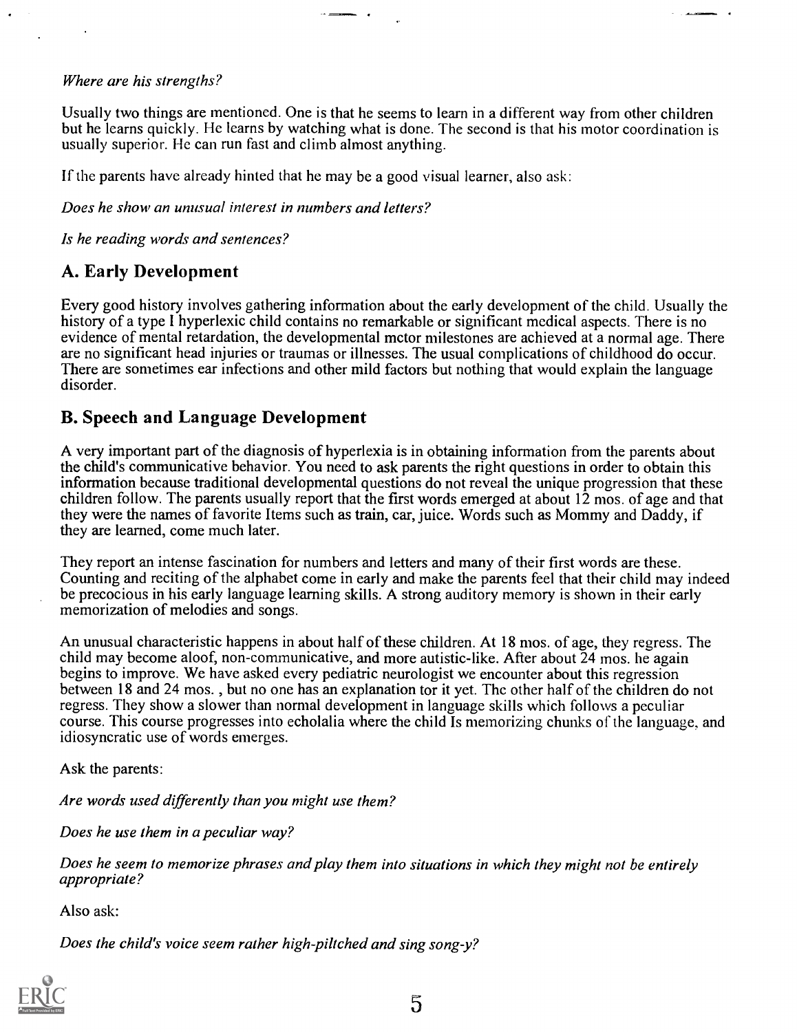*Where are his strengths?*

Usually two things are mentioned. One is that he seems to learn in a different way from other children but he learns quickly. He learns by watching what is done. The second is that his motor coordination is usually superior. He can run fast and climb almost anything.

If the parents have already hinted that he may be a good visual learner, also ask:

*Does he show an unusual interest in numbers and letters?*

*Is he reading words and sentences?*

## A. Early Development

Every good history involves gathering information about the early development of the child. Usually the history of a type I hyperlexic child contains no remarkable or significant medical aspects. There is no evidence of mental retardation, the developmental mctor milestones are achieved at a normal age. There are no significant head injuries or traumas or illnesses. The usual complications of childhood do occur. There are sometimes ear infections and other mild factors but nothing that would explain the language disorder.

## B. Speech and Language Development

A very important part of the diagnosis of hyperlexia is in obtaining information from the parents about the child's communicative behavior. You need to ask parents the right questions in order to obtain this information because traditional developmental questions do not reveal the unique progression that these children follow. The parents usually report that the first words emerged at about 12 mos. of age and that they were the names of favorite Items such as train, car, juice. Words such as Mommy and Daddy, if they are learned, come much later.

They report an intense fascination for numbers and letters and many of their first words are these. Counting and reciting of the alphabet come in early and make the parents feel that their child may indeed be precocious in his early language learning skills. A strong auditory memory is shown in their early memorization of melodies and songs.

An unusual characteristic happens in about half of these children. At 18 mos. of age, they regress. The child may become aloof, non-communicative, and more autistic-like. After about 24 mos. he again begins to improve. We have asked every pediatric neurologist we encounter about this regression between 18 and 24 mos. , but no one has an explanation tor it yet. The other half of the children do not regress. They show a slower than normal development in language skills which follows a peculiar course. This course progresses into echolalia where the child Is memorizing chunks of the language, and idiosyncratic use of words emerges.

Ask the parents:

*Are words used differently than you might use them?*

*Does he use them in a peculiar way?*

*Does he seem to memorize phrases and play them into situations in which they might not be entirely appropriate?*

Also ask:

*Does the child's voice seem rather high-piltched and sing song-y?*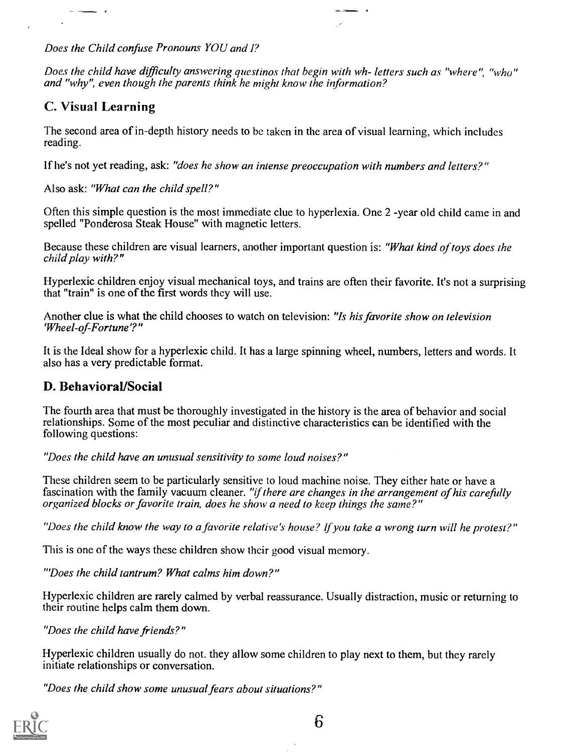*Does the Child confuse Pronouns YOU and I?*

*Does the child have difficulty answering questinos that begin with wh- letters such as "where", "who" and "why", even though the parents think he might know the information?*

## C. Visual Learning

The second area of in-depth history needs to be taken in the area of visual learning, which includes reading.

If he's not yet reading, ask: *"does he show an intense preoccupation with numbers and letters?"*

Also ask: *"What can the child spell?"*

Often this simple question is the most immediate clue to hyperlexia. One 2 -year old child came in and spelled "Ponderosa Steak House" with magnetic letters.

Because these children are visual learners, another important question is: *"What kind of toys does the child play with?"*

Hyperlexic children enjoy visual mechanical toys, and trains are often their favorite. It's not a surprising that "train" is one of the first words they will use.

Another clue is what the child chooses to watch on television: *"Is his favorite show on television 'Wheel-of-Fortune'?"*

It is the Ideal show for a hyperlexic child. It has a large spinning wheel, numbers, letters and words. It also has a very predictable format.

## D. Behavioral/Social

The fourth area that must be thoroughly investigated in the history is the area of behavior and social relationships. Some of the most peculiar and distinctive characteristics can be identified with the following questions:

*"Does the child have an unusual sensitivity to some loud noises?"*

These children seem to be particularly sensitive to loud machine noise. They either hate or have a fascination with the family vacuum cleaner. *"if there are changes in the arrangement of his carefully organized blocks or favorite train, does he show a need to keep things the same?"*

*"Does the child know the way to a favorite relative's house? If you take a wrong turn will he protest?"*

This is one of the ways these children show their good visual memory.

*"'Does the child tantrum? What calms him down?"*

Hyperlexic children are rarely calmed by verbal reassurance. Usually distraction, music or returning to their routine helps calm them down.

*"Does the child have friends?"*

Hyperlexic children usually do not. they allow some children to play next to them, but they rarely initiate relationships or conversation.

*"Does the child show some unusual fears about situations?"*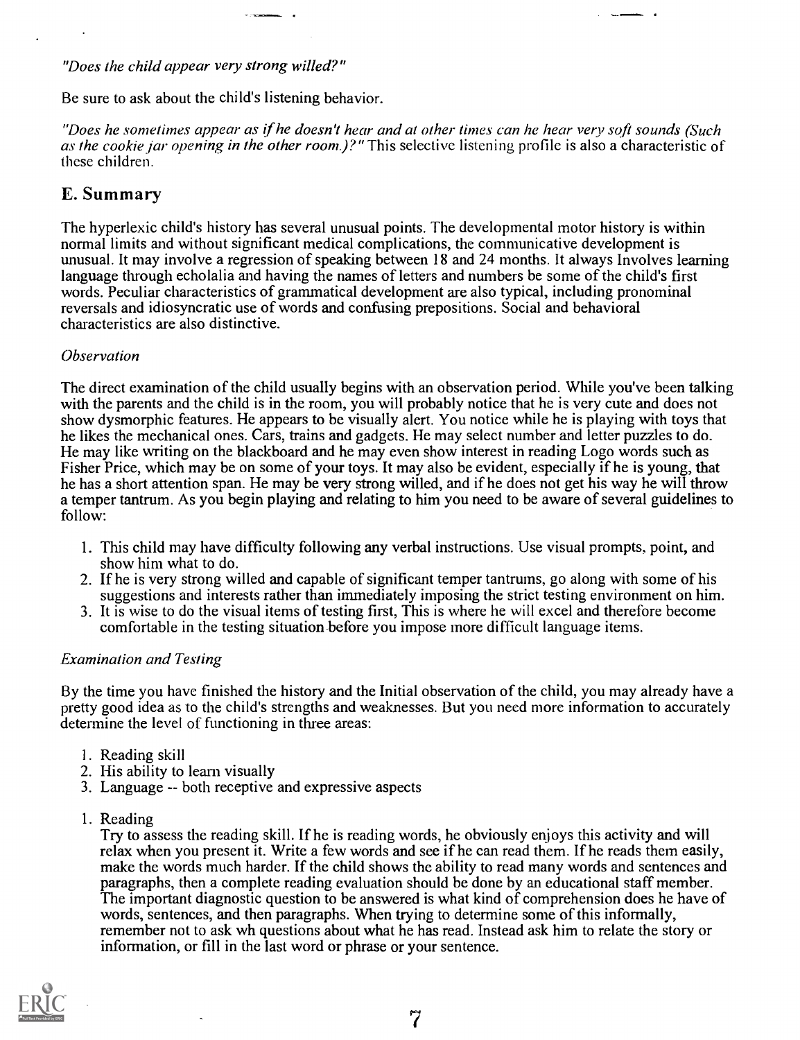*"Does the child appear very strong willed?"*

Be sure to ask about the child's listening behavior.

*"Does he sometimes appear as if he doesn't hear and at other times can he hear very soft sounds (Such as the cookie jar opening in the other room.)?"* This selective listening profile is also a characteristic of these children.

## E. Summary

The hyperlexic child's history has several unusual points. The developmental motor history is within normal limits and without significant medical complications, the communicative development is unusual. It may involve a regression of speaking between 18 and 24 months. It always Involves learning language through echolalia and having the names of letters and numbers be some of the child's first words. Peculiar characteristics of grammatical development are also typical, including pronominal reversals and idiosyncratic use of words and confusing prepositions. Social and behavioral characteristics are also distinctive.

### *Observation*

The direct examination of the child usually begins with an observation period. While you've been talking with the parents and the child is in the room, you will probably notice that he is very cute and does not show dysmorphic features. He appears to be visually alert. You notice while he is playing with toys that he likes the mechanical ones. Cars, trains and gadgets. He may select number and letter puzzles to do. He may like writing on the blackboard and he may even show interest in reading Logo words such as Fisher Price, which may be on some of your toys. It may also be evident, especially if he is young, that he has a short attention span. He may be very strong willed, and if he does not get his way he will throw a temper tantrum. As you begin playing and relating to him you need to be aware of several guidelines to follow:

1. This child may have difficulty following any verbal instructions. Use visual prompts, point, and show him what to do.
2. If he is very strong willed and capable of significant temper tantrums, go along with some of his suggestions and interests rather than immediately imposing the strict testing environment on him.
3. It is wise to do the visual items of testing first, This is where he will excel and therefore become comfortable in the testing situation before you impose more difficult language items.

### *Examination and Testing*

By the time you have finished the history and the Initial observation of the child, you may already have a pretty good idea as to the child's strengths and weaknesses. But you need more information to accurately determine the level of functioning in three areas:

1. Reading skill
2. His ability to learn visually
3. Language -- both receptive and expressive aspects

1. Reading
   Try to assess the reading skill. If he is reading words, he obviously enjoys this activity and will relax when you present it. Write a few words and see if he can read them. If he reads them easily, make the words much harder. If the child shows the ability to read many words and sentences and paragraphs, then a complete reading evaluation should be done by an educational staff member. The important diagnostic question to be answered is what kind of comprehension does he have of words, sentences, and then paragraphs. When trying to determine some of this informally, remember not to ask wh questions about what he has read. Instead ask him to relate the story or information, or fill in the last word or phrase or your sentence.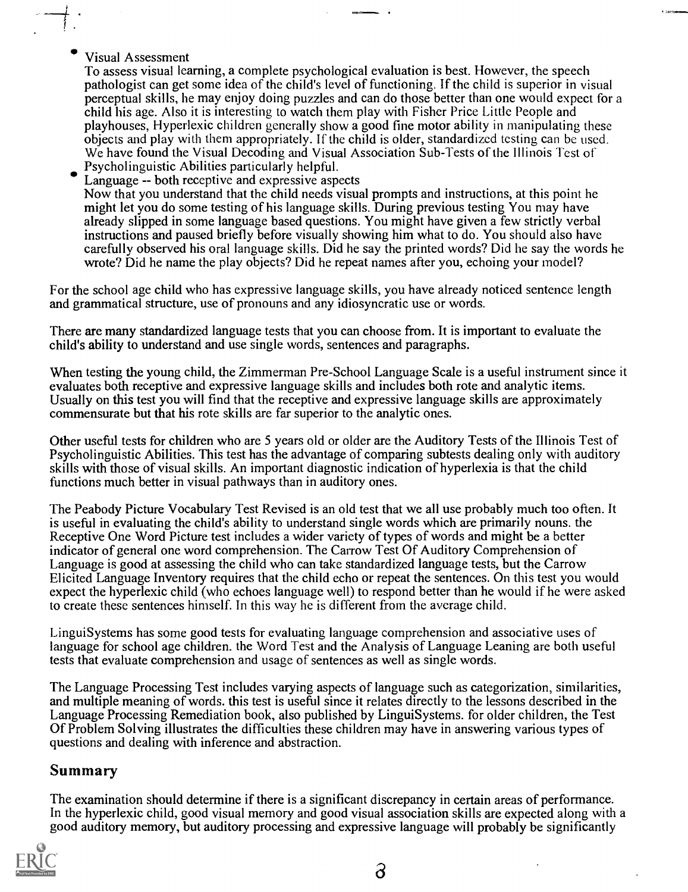- Visual Assessment

  To assess visual learning, a complete psychological evaluation is best. However, the speech pathologist can get some idea of the child's level of functioning. If the child is superior in visual perceptual skills, he may enjoy doing puzzles and can do those better than one would expect for a child his age. Also it is interesting to watch them play with Fisher Price Little People and playhouses, Hyperlexic children generally show a good fine motor ability in manipulating these objects and play with them appropriately. If the child is older, standardized testing can be used. We have found the Visual Decoding and Visual Association Sub-Tests of the Illinois Test of Psycholinguistic Abilities particularly helpful.

- Language -- both receptive and expressive aspects

  Now that you understand that the child needs visual prompts and instructions, at this point he might let you do some testing of his language skills. During previous testing You may have already slipped in some language based questions. You might have given a few strictly verbal instructions and paused briefly before visually showing him what to do. You should also have carefully observed his oral language skills. Did he say the printed words? Did he say the words he wrote? Did he name the play objects? Did he repeat names after you, echoing your model?

For the school age child who has expressive language skills, you have already noticed sentence length and grammatical structure, use of pronouns and any idiosyncratic use or words.

There are many standardized language tests that you can choose from. It is important to evaluate the child's ability to understand and use single words, sentences and paragraphs.

When testing the young child, the Zimmerman Pre-School Language Scale is a useful instrument since it evaluates both receptive and expressive language skills and includes both rote and analytic items. Usually on this test you will find that the receptive and expressive language skills are approximately commensurate but that his rote skills are far superior to the analytic ones.

Other useful tests for children who are 5 years old or older are the Auditory Tests of the Illinois Test of Psycholinguistic Abilities. This test has the advantage of comparing subtests dealing only with auditory skills with those of visual skills. An important diagnostic indication of hyperlexia is that the child functions much better in visual pathways than in auditory ones.

The Peabody Picture Vocabulary Test Revised is an old test that we all use probably much too often. It is useful in evaluating the child's ability to understand single words which are primarily nouns. the Receptive One Word Picture test includes a wider variety of types of words and might be a better indicator of general one word comprehension. The Carrow Test Of Auditory Comprehension of Language is good at assessing the child who can take standardized language tests, but the Carrow Elicited Language Inventory requires that the child echo or repeat the sentences. On this test you would expect the hyperlexic child (who echoes language well) to respond better than he would if he were asked to create these sentences himself. In this way he is different from the average child.

LinguiSystems has some good tests for evaluating language comprehension and associative uses of language for school age children. the Word Test and the Analysis of Language Leaning are both useful tests that evaluate comprehension and usage of sentences as well as single words.

The Language Processing Test includes varying aspects of language such as categorization, similarities, and multiple meaning of words. this test is useful since it relates directly to the lessons described in the Language Processing Remediation book, also published by LinguiSystems. for older children, the Test Of Problem Solving illustrates the difficulties these children may have in answering various types of questions and dealing with inference and abstraction.

## Summary

The examination should determine if there is a significant discrepancy in certain areas of performance. In the hyperlexic child, good visual memory and good visual association skills are expected along with a good auditory memory, but auditory processing and expressive language will probably be significantly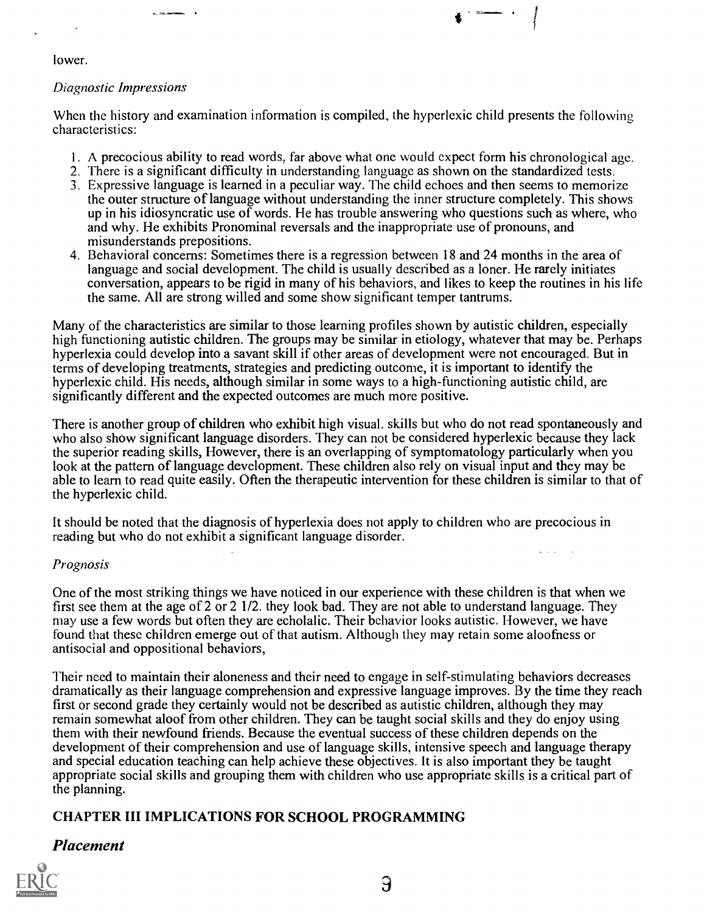lower.

*Diagnostic Impressions*

When the history and examination information is compiled, the hyperlexic child presents the following characteristics:

1. A precocious ability to read words, far above what one would expect form his chronological age.
2. There is a significant difficulty in understanding language as shown on the standardized tests.
3. Expressive language is learned in a peculiar way. The child echoes and then seems to memorize the outer structure of language without understanding the inner structure completely. This shows up in his idiosyncratic use of words. He has trouble answering who questions such as where, who and why. He exhibits Pronominal reversals and the inappropriate use of pronouns, and misunderstands prepositions.
4. Behavioral concerns: Sometimes there is a regression between 18 and 24 months in the area of language and social development. The child is usually described as a loner. He rarely initiates conversation, appears to be rigid in many of his behaviors, and likes to keep the routines in his life the same. All are strong willed and some show significant temper tantrums.

Many of the characteristics are similar to those learning profiles shown by autistic children, especially high functioning autistic children. The groups may be similar in etiology, whatever that may be. Perhaps hyperlexia could develop into a savant skill if other areas of development were not encouraged. But in terms of developing treatments, strategies and predicting outcome, it is important to identify the hyperlexic child. His needs, although similar in some ways to a high-functioning autistic child, are significantly different and the expected outcomes are much more positive.

There is another group of children who exhibit high visual. skills but who do not read spontaneously and who also show significant language disorders. They can not be considered hyperlexic because they lack the superior reading skills, However, there is an overlapping of symptomatology particularly when you look at the pattern of language development. These children also rely on visual input and they may be able to learn to read quite easily. Often the therapeutic intervention for these children is similar to that of the hyperlexic child.

It should be noted that the diagnosis of hyperlexia does not apply to children who are precocious in reading but who do not exhibit a significant language disorder.

*Prognosis*

One of the most striking things we have noticed in our experience with these children is that when we first see them at the age of 2 or 2 1/2. they look bad. They are not able to understand language. They may use a few words but often they are echolalic. Their behavior looks autistic. However, we have found that these children emerge out of that autism. Although they may retain some aloofness or antisocial and oppositional behaviors,

Their need to maintain their aloneness and their need to engage in self-stimulating behaviors decreases dramatically as their language comprehension and expressive language improves. By the time they reach first or second grade they certainly would not be described as autistic children, although they may remain somewhat aloof from other children. They can be taught social skills and they do enjoy using them with their newfound friends. Because the eventual success of these children depends on the development of their comprehension and use of language skills, intensive speech and language therapy and special education teaching can help achieve these objectives. It is also important they be taught appropriate social skills and grouping them with children who use appropriate skills is a critical part of the planning.

## CHAPTER III IMPLICATIONS FOR SCHOOL PROGRAMMING

### *Placement*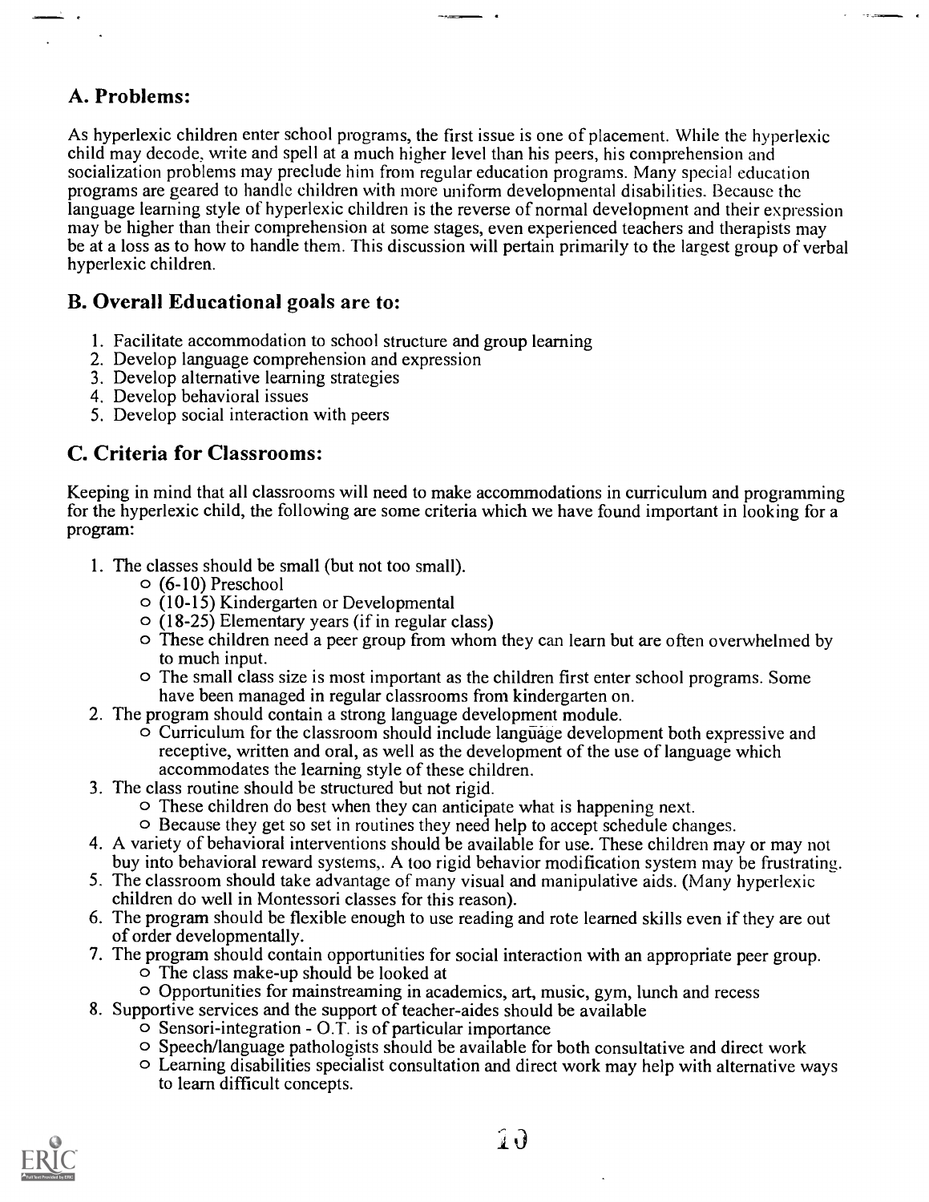## A. Problems:

As hyperlexic children enter school programs, the first issue is one of placement. While the hyperlexic child may decode, write and spell at a much higher level than his peers, his comprehension and socialization problems may preclude him from regular education programs. Many special education programs are geared to handle children with more uniform developmental disabilities. Because the language learning style of hyperlexic children is the reverse of normal development and their expression may be higher than their comprehension at some stages, even experienced teachers and therapists may be at a loss as to how to handle them. This discussion will pertain primarily to the largest group of verbal hyperlexic children.

## B. Overall Educational goals are to:

1. Facilitate accommodation to school structure and group learning
2. Develop language comprehension and expression
3. Develop alternative learning strategies
4. Develop behavioral issues
5. Develop social interaction with peers

## C. Criteria for Classrooms:

Keeping in mind that all classrooms will need to make accommodations in curriculum and programming for the hyperlexic child, the following are some criteria which we have found important in looking for a program:

1. The classes should be small (but not too small).
   - (6-10) Preschool
   - (10-15) Kindergarten or Developmental
   - (18-25) Elementary years (if in regular class)
   - These children need a peer group from whom they can learn but are often overwhelmed by to much input.
   - The small class size is most important as the children first enter school programs. Some have been managed in regular classrooms from kindergarten on.
2. The program should contain a strong language development module.
   - Curriculum for the classroom should include language development both expressive and receptive, written and oral, as well as the development of the use of language which accommodates the learning style of these children.
3. The class routine should be structured but not rigid.
   - These children do best when they can anticipate what is happening next.
   - Because they get so set in routines they need help to accept schedule changes.
4. A variety of behavioral interventions should be available for use. These children may or may not buy into behavioral reward systems,. A too rigid behavior modification system may be frustrating.
5. The classroom should take advantage of many visual and manipulative aids. (Many hyperlexic children do well in Montessori classes for this reason).
6. The program should be flexible enough to use reading and rote learned skills even if they are out of order developmentally.
7. The program should contain opportunities for social interaction with an appropriate peer group.
   - The class make-up should be looked at
   - Opportunities for mainstreaming in academics, art, music, gym, lunch and recess
8. Supportive services and the support of teacher-aides should be available
   - Sensori-integration - O.T. is of particular importance
   - Speech/language pathologists should be available for both consultative and direct work
   - Learning disabilities specialist consultation and direct work may help with alternative ways to learn difficult concepts.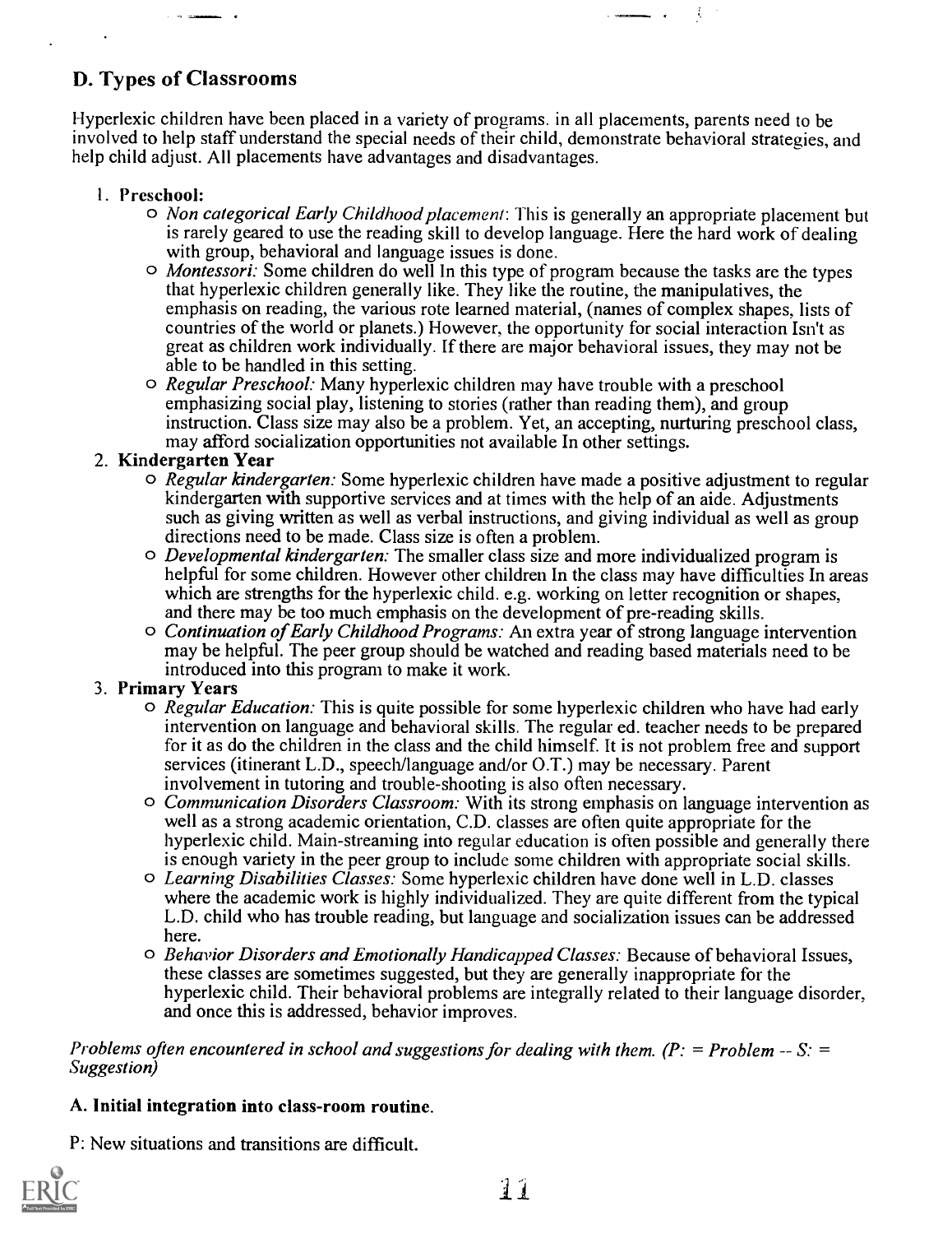## D. Types of Classrooms

Hyperlexic children have been placed in a variety of programs. in all placements, parents need to be involved to help staff understand the special needs of their child, demonstrate behavioral strategies, and help child adjust. All placements have advantages and disadvantages.

1. **Preschool:**
   - *Non categorical Early Childhood placement*: This is generally an appropriate placement but is rarely geared to use the reading skill to develop language. Here the hard work of dealing with group, behavioral and language issues is done.
   - *Montessori:* Some children do well In this type of program because the tasks are the types that hyperlexic children generally like. They like the routine, the manipulatives, the emphasis on reading, the various rote learned material, (names of complex shapes, lists of countries of the world or planets.) However, the opportunity for social interaction Isn't as great as children work individually. If there are major behavioral issues, they may not be able to be handled in this setting.
   - *Regular Preschool:* Many hyperlexic children may have trouble with a preschool emphasizing social play, listening to stories (rather than reading them), and group instruction. Class size may also be a problem. Yet, an accepting, nurturing preschool class, may afford socialization opportunities not available In other settings.
2. **Kindergarten Year**
   - *Regular kindergarten:* Some hyperlexic children have made a positive adjustment to regular kindergarten with supportive services and at times with the help of an aide. Adjustments such as giving written as well as verbal instructions, and giving individual as well as group directions need to be made. Class size is often a problem.
   - *Developmental kindergarten:* The smaller class size and more individualized program is helpful for some children. However other children In the class may have difficulties In areas which are strengths for the hyperlexic child. e.g. working on letter recognition or shapes, and there may be too much emphasis on the development of pre-reading skills.
   - *Continuation of Early Childhood Programs:* An extra year of strong language intervention may be helpful. The peer group should be watched and reading based materials need to be introduced into this program to make it work.
3. **Primary Years**
   - *Regular Education:* This is quite possible for some hyperlexic children who have had early intervention on language and behavioral skills. The regular ed. teacher needs to be prepared for it as do the children in the class and the child himself. It is not problem free and support services (itinerant L.D., speech/language and/or O.T.) may be necessary. Parent involvement in tutoring and trouble-shooting is also often necessary.
   - *Communication Disorders Classroom:* With its strong emphasis on language intervention as well as a strong academic orientation, C.D. classes are often quite appropriate for the hyperlexic child. Main-streaming into regular education is often possible and generally there is enough variety in the peer group to include some children with appropriate social skills.
   - *Learning Disabilities Classes:* Some hyperlexic children have done well in L.D. classes where the academic work is highly individualized. They are quite different from the typical L.D. child who has trouble reading, but language and socialization issues can be addressed here.
   - *Behavior Disorders and Emotionally Handicapped Classes:* Because of behavioral Issues, these classes are sometimes suggested, but they are generally inappropriate for the hyperlexic child. Their behavioral problems are integrally related to their language disorder, and once this is addressed, behavior improves.

*Problems often encountered in school and suggestions for dealing with them. (P: = Problem -- S: = Suggestion)*

### A. Initial integration into class-room routine.

P: New situations and transitions are difficult.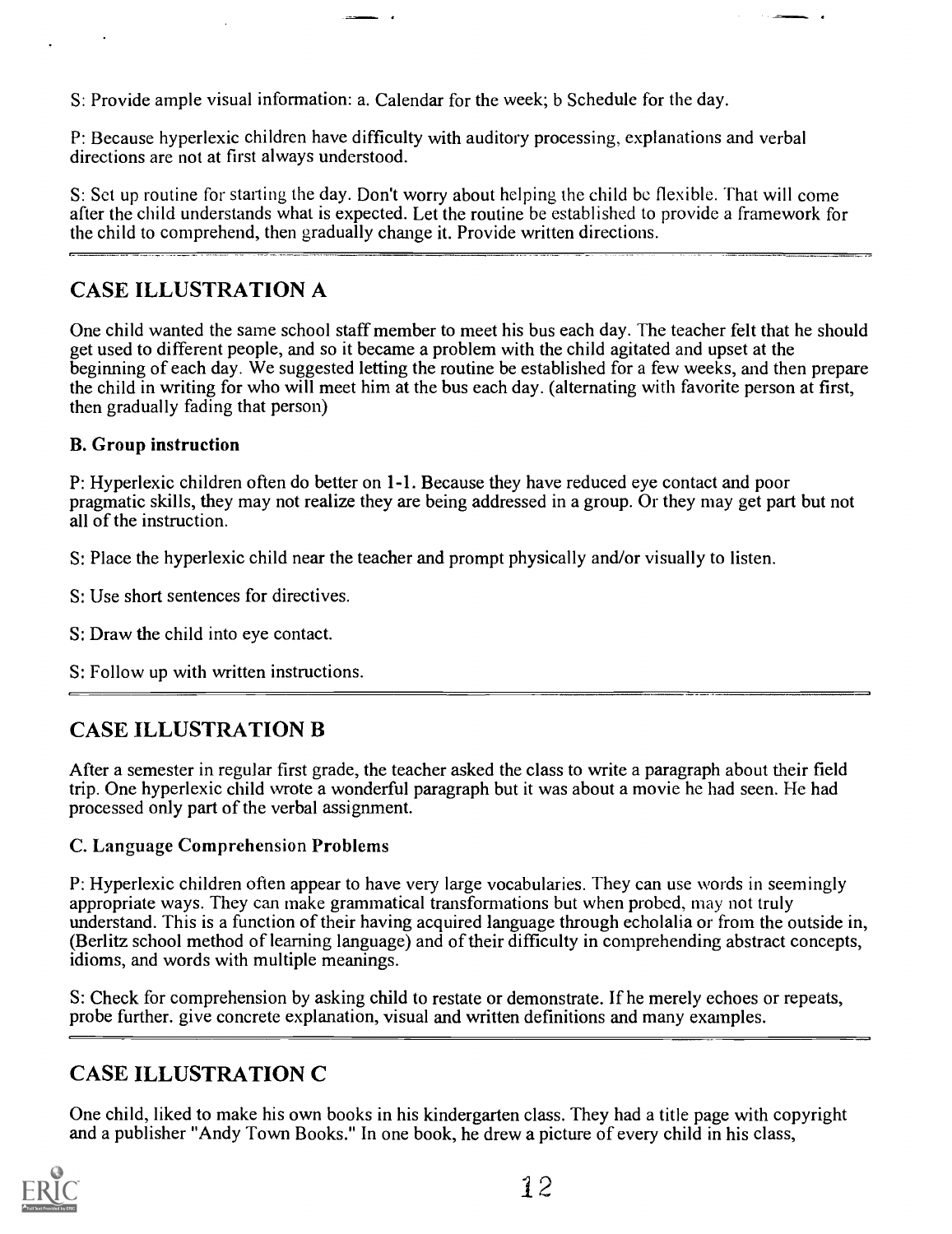S: Provide ample visual information: a. Calendar for the week; b Schedule for the day.

P: Because hyperlexic children have difficulty with auditory processing, explanations and verbal directions are not at first always understood.

S: Set up routine for starting the day. Don't worry about helping the child be flexible. That will come after the child understands what is expected. Let the routine be established to provide a framework for the child to comprehend, then gradually change it. Provide written directions.

## CASE ILLUSTRATION A

One child wanted the same school staff member to meet his bus each day. The teacher felt that he should get used to different people, and so it became a problem with the child agitated and upset at the beginning of each day. We suggested letting the routine be established for a few weeks, and then prepare the child in writing for who will meet him at the bus each day. (alternating with favorite person at first, then gradually fading that person)

### B. Group instruction

P: Hyperlexic children often do better on 1-1. Because they have reduced eye contact and poor pragmatic skills, they may not realize they are being addressed in a group. Or they may get part but not all of the instruction.

S: Place the hyperlexic child near the teacher and prompt physically and/or visually to listen.

S: Use short sentences for directives.

S: Draw the child into eye contact.

S: Follow up with written instructions.

## CASE ILLUSTRATION B

After a semester in regular first grade, the teacher asked the class to write a paragraph about their field trip. One hyperlexic child wrote a wonderful paragraph but it was about a movie he had seen. He had processed only part of the verbal assignment.

### C. Language Comprehension Problems

P: Hyperlexic children often appear to have very large vocabularies. They can use words in seemingly appropriate ways. They can make grammatical transformations but when probed, may not truly understand. This is a function of their having acquired language through echolalia or from the outside in, (Berlitz school method of learning language) and of their difficulty in comprehending abstract concepts, idioms, and words with multiple meanings.

S: Check for comprehension by asking child to restate or demonstrate. If he merely echoes or repeats, probe further. give concrete explanation, visual and written definitions and many examples.

## CASE ILLUSTRATION C

One child, liked to make his own books in his kindergarten class. They had a title page with copyright and a publisher "Andy Town Books." In one book, he drew a picture of every child in his class,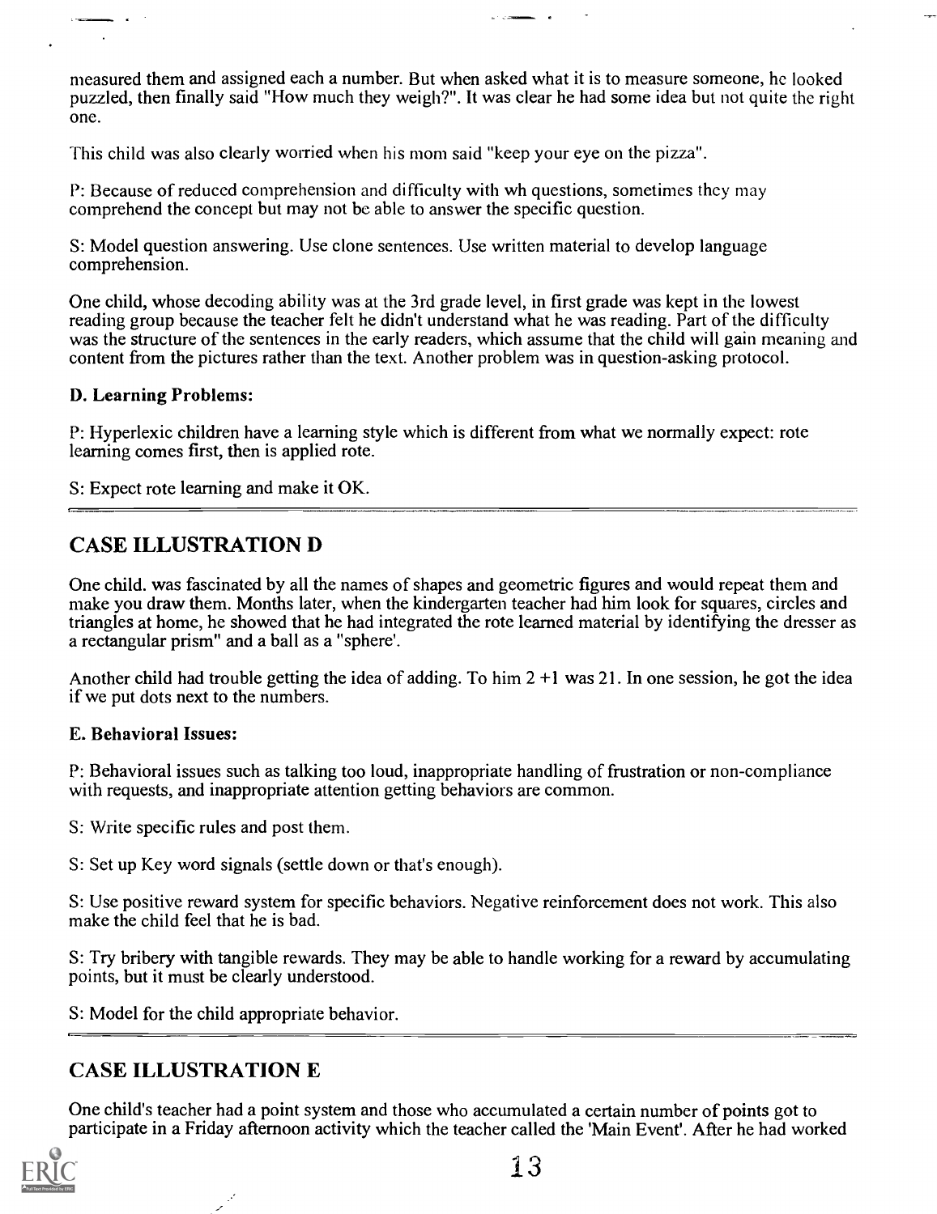measured them and assigned each a number. But when asked what it is to measure someone, he looked puzzled, then finally said "How much they weigh?". It was clear he had some idea but not quite the right one.

This child was also clearly worried when his mom said "keep your eye on the pizza".

P: Because of reduced comprehension and difficulty with wh questions, sometimes they may comprehend the concept but may not be able to answer the specific question.

S: Model question answering. Use clone sentences. Use written material to develop language comprehension.

One child, whose decoding ability was at the 3rd grade level, in first grade was kept in the lowest reading group because the teacher felt he didn't understand what he was reading. Part of the difficulty was the structure of the sentences in the early readers, which assume that the child will gain meaning and content from the pictures rather than the text. Another problem was in question-asking protocol.

**D. Learning Problems:**

P: Hyperlexic children have a learning style which is different from what we normally expect: rote learning comes first, then is applied rote.

S: Expect rote learning and make it OK.

## CASE ILLUSTRATION D

One child. was fascinated by all the names of shapes and geometric figures and would repeat them and make you draw them. Months later, when the kindergarten teacher had him look for squares, circles and triangles at home, he showed that he had integrated the rote learned material by identifying the dresser as a rectangular prism" and a ball as a "sphere'.

Another child had trouble getting the idea of adding. To him 2 +1 was 21. In one session, he got the idea if we put dots next to the numbers.

**E. Behavioral Issues:**

P: Behavioral issues such as talking too loud, inappropriate handling of frustration or non-compliance with requests, and inappropriate attention getting behaviors are common.

S: Write specific rules and post them.

S: Set up Key word signals (settle down or that's enough).

S: Use positive reward system for specific behaviors. Negative reinforcement does not work. This also make the child feel that he is bad.

S: Try bribery with tangible rewards. They may be able to handle working for a reward by accumulating points, but it must be clearly understood.

S: Model for the child appropriate behavior.

## CASE ILLUSTRATION E

One child's teacher had a point system and those who accumulated a certain number of points got to participate in a Friday afternoon activity which the teacher called the 'Main Event'. After he had worked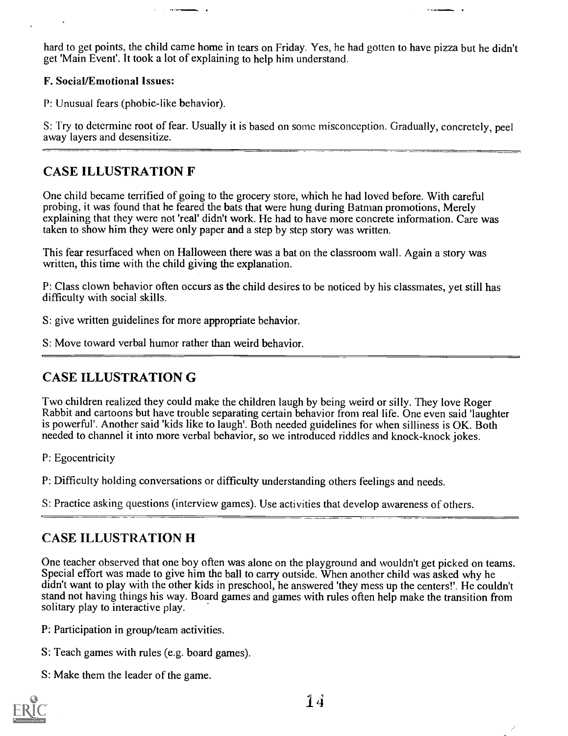hard to get points, the child came home in tears on Friday. Yes, he had gotten to have pizza but he didn't get 'Main Event'. It took a lot of explaining to help him understand.

**F. Social/Emotional Issues:**

P: Unusual fears (phobic-like behavior).

S: Try to determine root of fear. Usually it is based on some misconception. Gradually, concretely, peel away layers and desensitize.

## CASE ILLUSTRATION F

One child became terrified of going to the grocery store, which he had loved before. With careful probing, it was found that he feared the bats that were hung during Batman promotions, Merely explaining that they were not 'real' didn't work. He had to have more concrete information. Care was taken to show him they were only paper and a step by step story was written.

This fear resurfaced when on Halloween there was a bat on the classroom wall. Again a story was written, this time with the child giving the explanation.

P: Class clown behavior often occurs as the child desires to be noticed by his classmates, yet still has difficulty with social skills.

S: give written guidelines for more appropriate behavior.

S: Move toward verbal humor rather than weird behavior.

## CASE ILLUSTRATION G

Two children realized they could make the children laugh by being weird or silly. They love Roger Rabbit and cartoons but have trouble separating certain behavior from real life. One even said 'laughter is powerful'. Another said 'kids like to laugh'. Both needed guidelines for when silliness is OK. Both needed to channel it into more verbal behavior, so we introduced riddles and knock-knock jokes.

P: Egocentricity

P: Difficulty holding conversations or difficulty understanding others feelings and needs.

S: Practice asking questions (interview games). Use activities that develop awareness of others.

## CASE ILLUSTRATION H

One teacher observed that one boy often was alone on the playground and wouldn't get picked on teams. Special effort was made to give him the ball to carry outside. When another child was asked why he didn't want to play with the other kids in preschool, he answered 'they mess up the centers!'. He couldn't stand not having things his way. Board games and games with rules often help make the transition from solitary play to interactive play.

P: Participation in group/team activities.

S: Teach games with rules (e.g. board games).

S: Make them the leader of the game.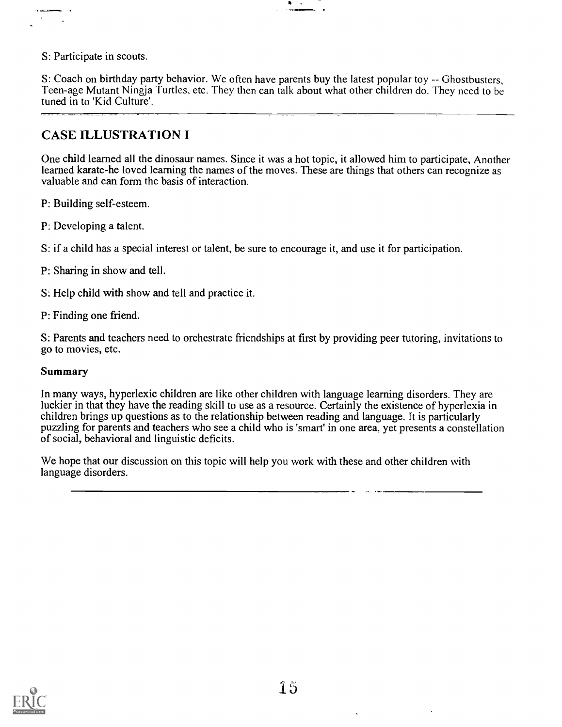S: Participate in scouts.

S: Coach on birthday party behavior. We often have parents buy the latest popular toy -- Ghostbusters, Teen-age Mutant Ningja Turtles, etc. They then can talk about what other children do. They need to be tuned in to 'Kid Culture'.

---

## CASE ILLUSTRATION I

One child learned all the dinosaur names. Since it was a hot topic, it allowed him to participate, Another learned karate-he loved learning the names of the moves. These are things that others can recognize as valuable and can form the basis of interaction.

P: Building self-esteem.

P: Developing a talent.

S: if a child has a special interest or talent, be sure to encourage it, and use it for participation.

P: Sharing in show and tell.

S: Help child with show and tell and practice it.

P: Finding one friend.

S: Parents and teachers need to orchestrate friendships at first by providing peer tutoring, invitations to go to movies, etc.

### Summary

In many ways, hyperlexic children are like other children with language learning disorders. They are luckier in that they have the reading skill to use as a resource. Certainly the existence of hyperlexia in children brings up questions as to the relationship between reading and language. It is particularly puzzling for parents and teachers who see a child who is 'smart' in one area, yet presents a constellation of social, behavioral and linguistic deficits.

We hope that our discussion on this topic will help you work with these and other children with language disorders.

---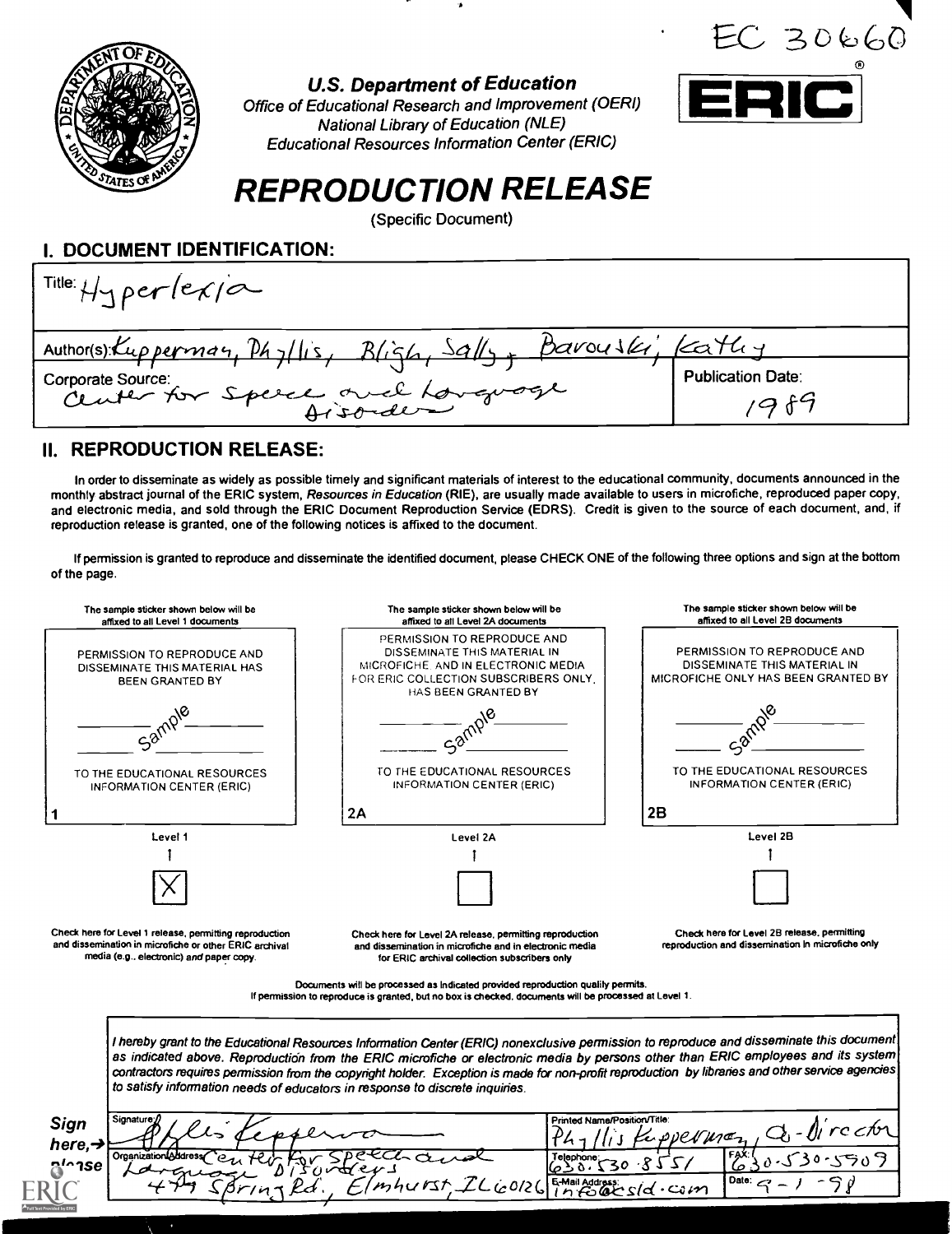EC 30660

U.S. Department of Education
Office of Educational Research and Improvement (OERI)
National Library of Education (NLE)
Educational Resources Information Center (ERIC)

ERIC®

# REPRODUCTION RELEASE

(Specific Document)

## I. DOCUMENT IDENTIFICATION:

| | |
|---|---|
| Title: Hyperlexia | |
| Author(s): Kupperman, Phyllis, Bligh, Sally, Barouski, Kathy | |
| Corporate Source: Center for Speech and Language Disorders | Publication Date: 1989 |

## II. REPRODUCTION RELEASE:

In order to disseminate as widely as possible timely and significant materials of interest to the educational community, documents announced in the monthly abstract journal of the ERIC system, *Resources in Education* (RIE), are usually made available to users in microfiche, reproduced paper copy, and electronic media, and sold through the ERIC Document Reproduction Service (EDRS). Credit is given to the source of each document, and, if reproduction release is granted, one of the following notices is affixed to the document.

If permission is granted to reproduce and disseminate the identified document, please CHECK ONE of the following three options and sign at the bottom of the page.

| The sample sticker shown below will be affixed to all Level 1 documents | The sample sticker shown below will be affixed to all Level 2A documents | The sample sticker shown below will be affixed to all Level 2B documents |
|---|---|---|
| PERMISSION TO REPRODUCE AND DISSEMINATE THIS MATERIAL HAS BEEN GRANTED BY<br>Sample<br>TO THE EDUCATIONAL RESOURCES INFORMATION CENTER (ERIC) | PERMISSION TO REPRODUCE AND DISSEMINATE THIS MATERIAL IN MICROFICHE, AND IN ELECTRONIC MEDIA FOR ERIC COLLECTION SUBSCRIBERS ONLY, HAS BEEN GRANTED BY<br>Sample<br>TO THE EDUCATIONAL RESOURCES INFORMATION CENTER (ERIC) | PERMISSION TO REPRODUCE AND DISSEMINATE THIS MATERIAL IN MICROFICHE ONLY HAS BEEN GRANTED BY<br>Sample<br>TO THE EDUCATIONAL RESOURCES INFORMATION CENTER (ERIC) |
| 1 | 2A | 2B |
| Level 1 | Level 2A | Level 2B |
| [X] | [ ] | [ ] |
| Check here for Level 1 release, permitting reproduction and dissemination in microfiche or other ERIC archival media (e.g., electronic) *and* paper copy. | Check here for Level 2A release, permitting reproduction and dissemination in microfiche and in electronic media for ERIC archival collection subscribers only | Check here for Level 2B release, permitting reproduction and dissemination in microfiche only |

Documents will be processed as indicated provided reproduction quality permits.
If permission to reproduce is granted, but no box is checked, documents will be processed at Level 1.

*I hereby grant to the Educational Resources Information Center (ERIC) nonexclusive permission to reproduce and disseminate this document as indicated above. Reproduction from the ERIC microfiche or electronic media by persons other than ERIC employees and its system contractors requires permission from the copyright holder. Exception is made for non-profit reproduction by libraries and other service agencies to satisfy information needs of educators in response to discrete inquiries.*

**Sign here, → please**

| | | |
|---|---|---|
| Signature: Phyllis Kupperman | Printed Name/Position/Title: Phyllis Kupperman, Co-Director | |
| Organization/Address: Center for Speech and Language Disorders 479 Spring Rd., Elmhurst, IL 60126 | Telephone: 630.530.8551 | FAX: 630-530-5909 |
| | E-Mail Address: info@csld.com | Date: 9-1-98 |